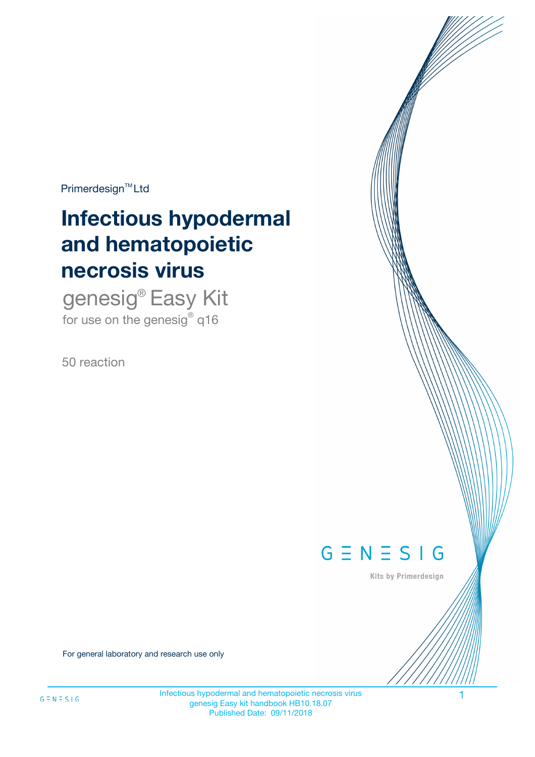Primerdesign™ Ltd

# Infectious hypodermal and hematopoietic necrosis virus

## genesig® Easy Kit

for use on the genesig® q16

50 reaction

GENESIG

Kits by Primerdesign

For general laboratory and research use only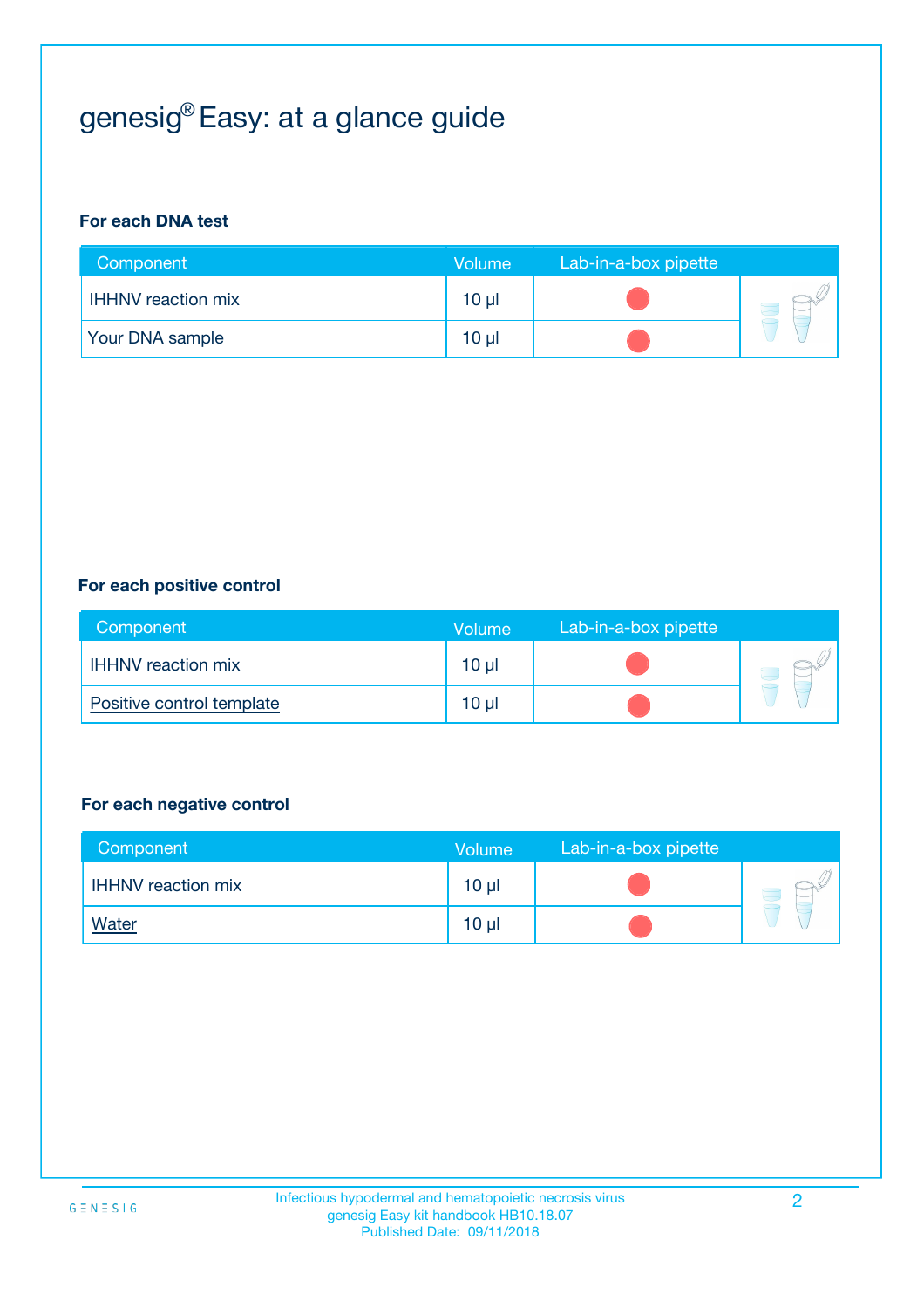# genesig® Easy: at a glance guide

### For each DNA test

| Component | Volume | Lab-in-a-box pipette |
| --- | --- | --- |
| IHHNV reaction mix | 10 µl | ● |
| Your DNA sample | 10 µl | ● |

### For each positive control

| Component | Volume | Lab-in-a-box pipette |
| --- | --- | --- |
| IHHNV reaction mix | 10 µl | ● |
| Positive control template | 10 µl | ● |

### For each negative control

| Component | Volume | Lab-in-a-box pipette |
| --- | --- | --- |
| IHHNV reaction mix | 10 µl | ● |
| Water | 10 µl | ● |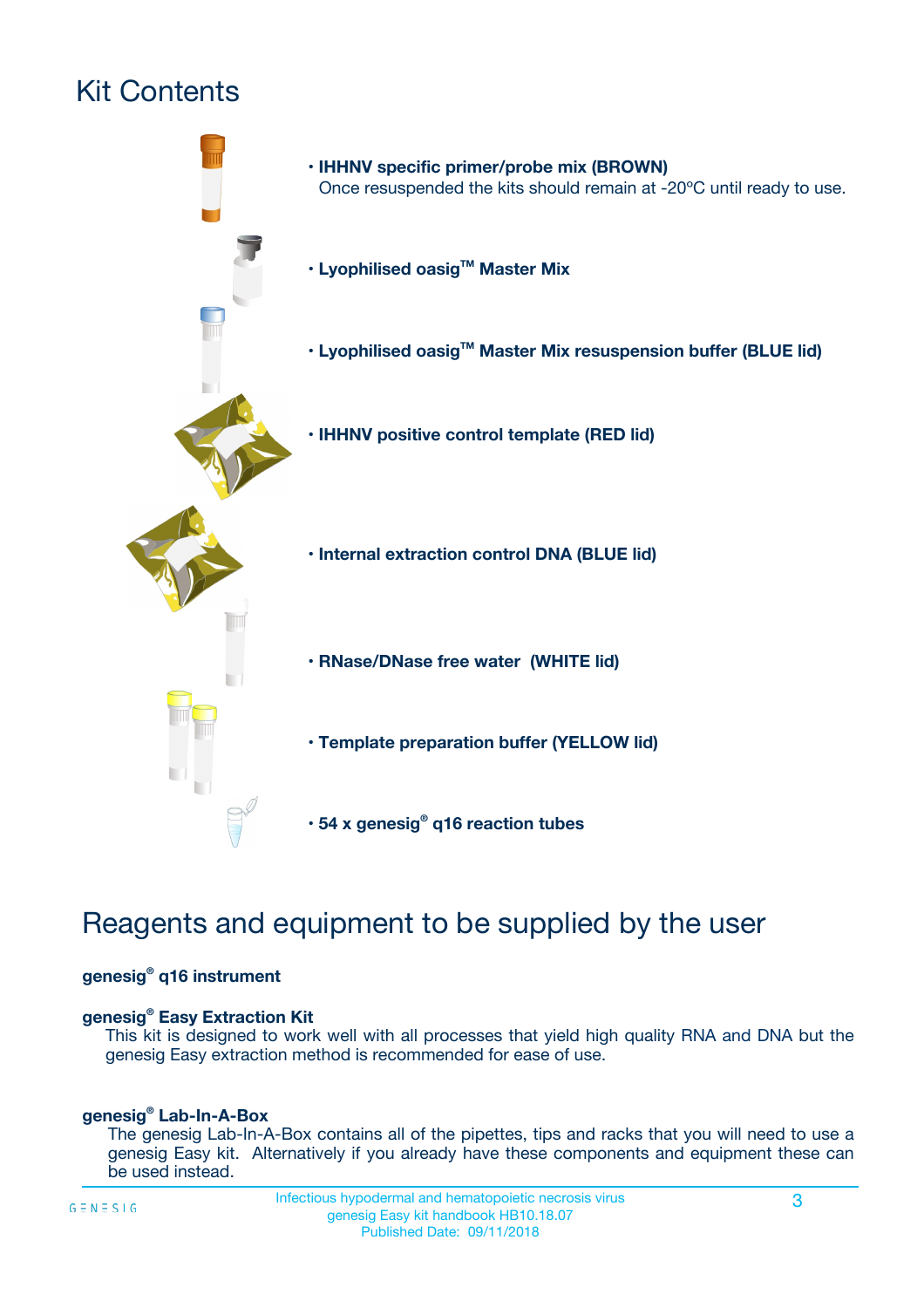# Kit Contents

- **IHHNV specific primer/probe mix (BROWN)**
  Once resuspended the kits should remain at -20ºC until ready to use.
- **Lyophilised oasig™ Master Mix**
- **Lyophilised oasig™ Master Mix resuspension buffer (BLUE lid)**
- **IHHNV positive control template (RED lid)**
- **Internal extraction control DNA (BLUE lid)**
- **RNase/DNase free water (WHITE lid)**
- **Template preparation buffer (YELLOW lid)**
- **54 x genesig® q16 reaction tubes**

# Reagents and equipment to be supplied by the user

**genesig® q16 instrument**

**genesig® Easy Extraction Kit**

This kit is designed to work well with all processes that yield high quality RNA and DNA but the genesig Easy extraction method is recommended for ease of use.

**genesig® Lab-In-A-Box**

The genesig Lab-In-A-Box contains all of the pipettes, tips and racks that you will need to use a genesig Easy kit. Alternatively if you already have these components and equipment these can be used instead.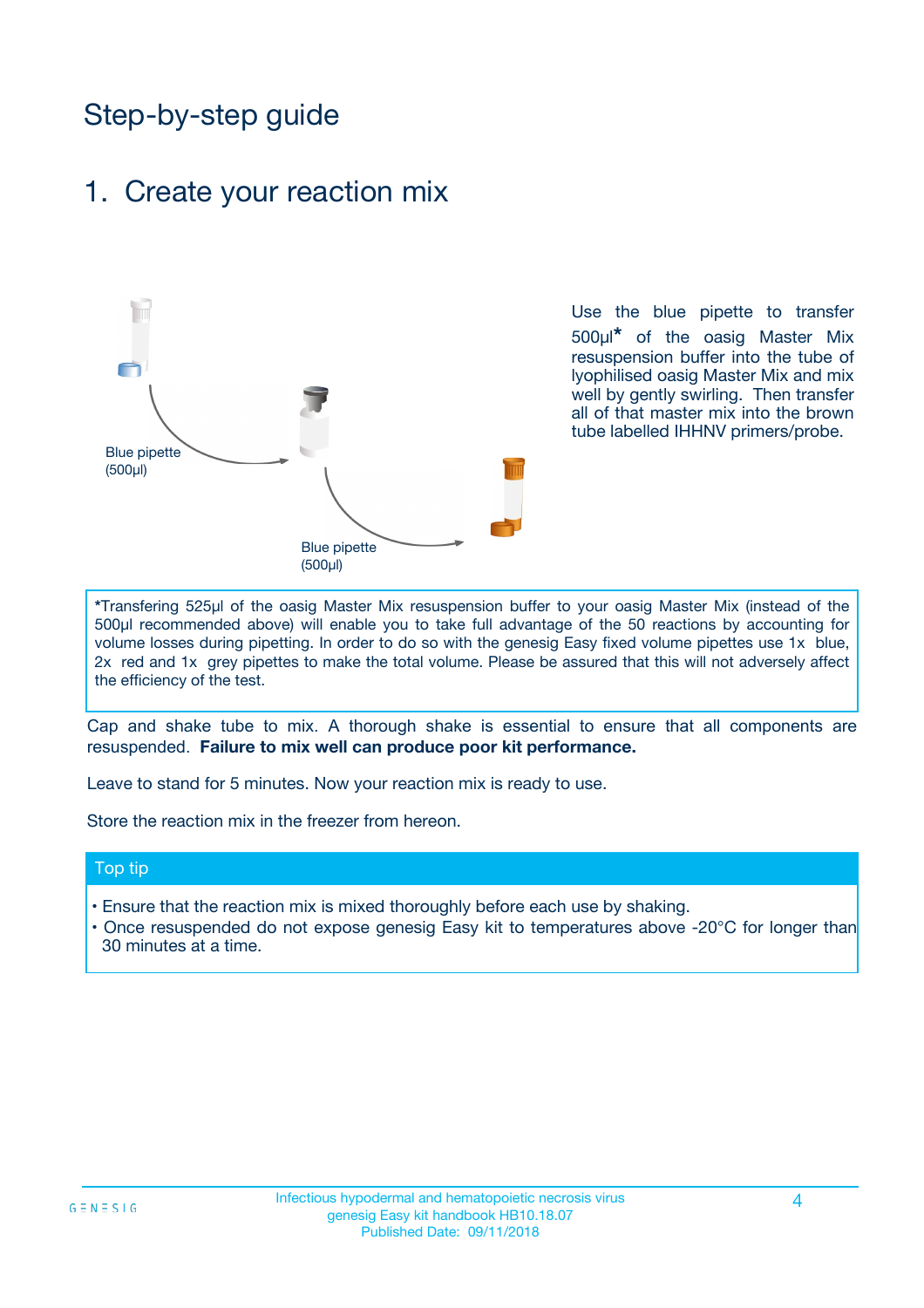# Step-by-step guide

## 1. Create your reaction mix

Blue pipette (500µl)

Blue pipette (500µl)

Use the blue pipette to transfer 500µl* of the oasig Master Mix resuspension buffer into the tube of lyophilised oasig Master Mix and mix well by gently swirling. Then transfer all of that master mix into the brown tube labelled IHHNV primers/probe.

*Transfering 525µl of the oasig Master Mix resuspension buffer to your oasig Master Mix (instead of the 500µl recommended above) will enable you to take full advantage of the 50 reactions by accounting for volume losses during pipetting. In order to do so with the genesig Easy fixed volume pipettes use 1x blue, 2x red and 1x grey pipettes to make the total volume. Please be assured that this will not adversely affect the efficiency of the test.

Cap and shake tube to mix. A thorough shake is essential to ensure that all components are resuspended. **Failure to mix well can produce poor kit performance.**

Leave to stand for 5 minutes. Now your reaction mix is ready to use.

Store the reaction mix in the freezer from hereon.

### Top tip

- Ensure that the reaction mix is mixed thoroughly before each use by shaking.
- Once resuspended do not expose genesig Easy kit to temperatures above -20°C for longer than 30 minutes at a time.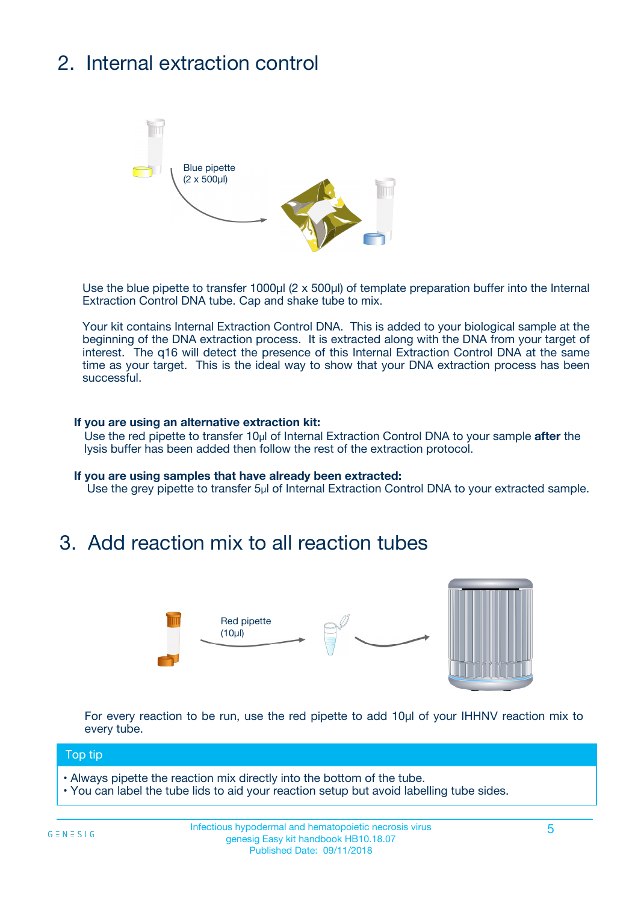## 2. Internal extraction control

Blue pipette
(2 x 500µl)

Use the blue pipette to transfer 1000µl (2 x 500µl) of template preparation buffer into the Internal Extraction Control DNA tube. Cap and shake tube to mix.

Your kit contains Internal Extraction Control DNA. This is added to your biological sample at the beginning of the DNA extraction process. It is extracted along with the DNA from your target of interest. The q16 will detect the presence of this Internal Extraction Control DNA at the same time as your target. This is the ideal way to show that your DNA extraction process has been successful.

**If you are using an alternative extraction kit:**
Use the red pipette to transfer 10µl of Internal Extraction Control DNA to your sample **after** the lysis buffer has been added then follow the rest of the extraction protocol.

**If you are using samples that have already been extracted:**
Use the grey pipette to transfer 5µl of Internal Extraction Control DNA to your extracted sample.

## 3. Add reaction mix to all reaction tubes

Red pipette
(10µl)

For every reaction to be run, use the red pipette to add 10µl of your IHHNV reaction mix to every tube.

**Top tip**

- Always pipette the reaction mix directly into the bottom of the tube.
- You can label the tube lids to aid your reaction setup but avoid labelling tube sides.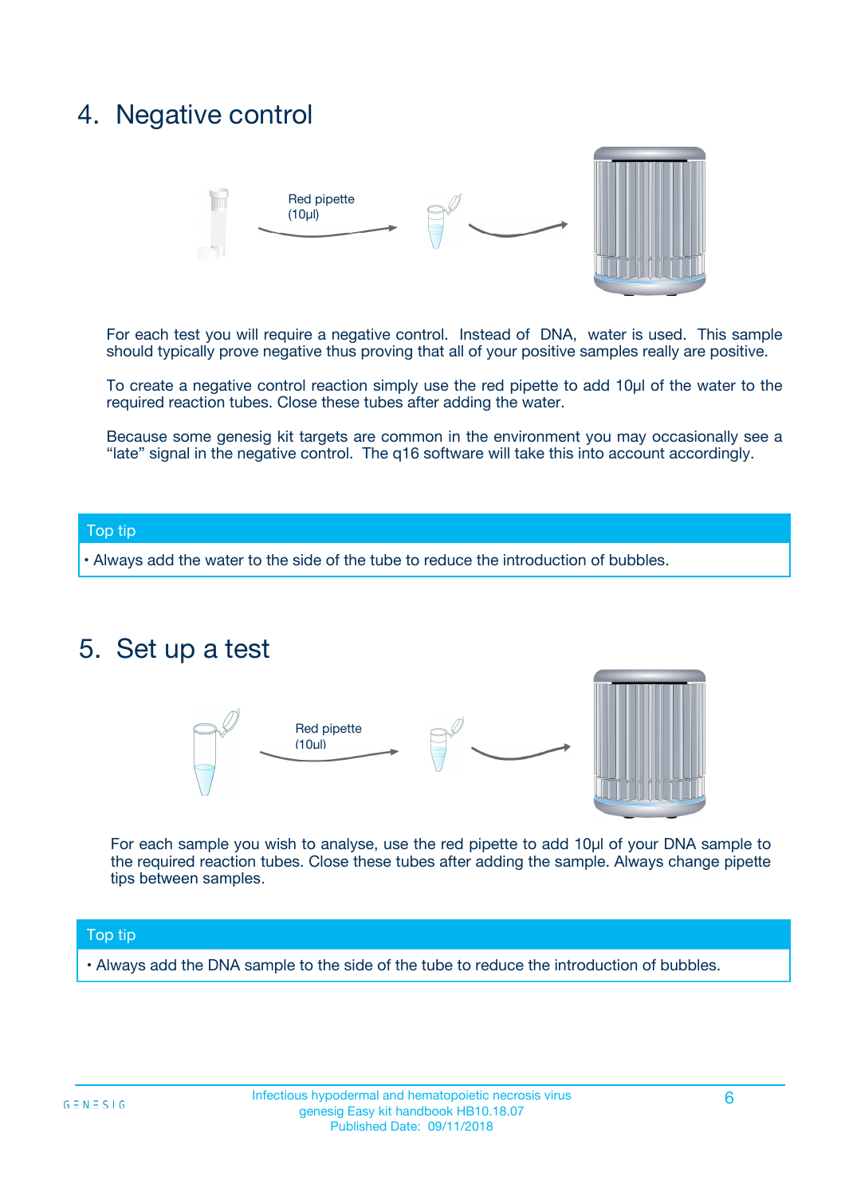## 4. Negative control

Red pipette (10µl)

For each test you will require a negative control. Instead of DNA, water is used. This sample should typically prove negative thus proving that all of your positive samples really are positive.

To create a negative control reaction simply use the red pipette to add 10µl of the water to the required reaction tubes. Close these tubes after adding the water.

Because some genesig kit targets are common in the environment you may occasionally see a "late" signal in the negative control. The q16 software will take this into account accordingly.

**Top tip**

- Always add the water to the side of the tube to reduce the introduction of bubbles.

## 5. Set up a test

Red pipette (10µl)

For each sample you wish to analyse, use the red pipette to add 10µl of your DNA sample to the required reaction tubes. Close these tubes after adding the sample. Always change pipette tips between samples.

**Top tip**

- Always add the DNA sample to the side of the tube to reduce the introduction of bubbles.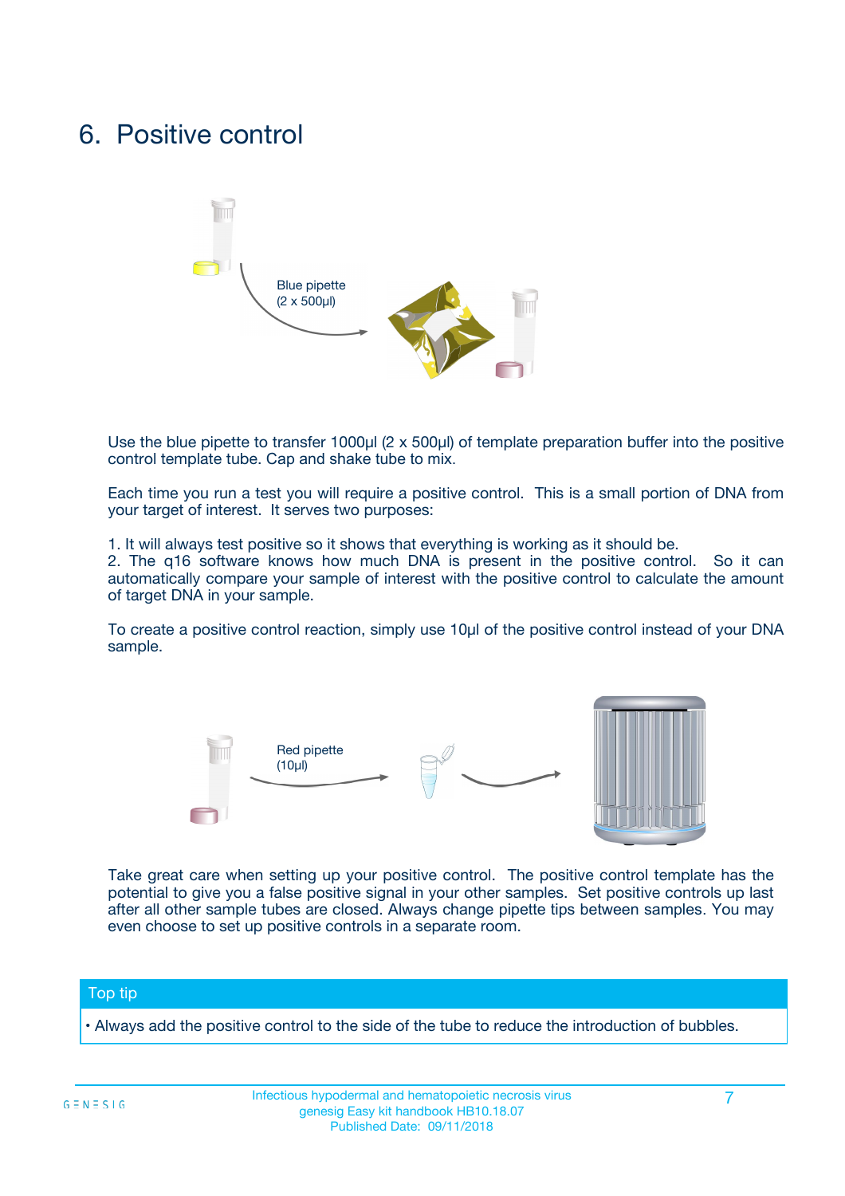# 6. Positive control

Blue pipette
(2 x 500µl)

Use the blue pipette to transfer 1000µl (2 x 500µl) of template preparation buffer into the positive control template tube. Cap and shake tube to mix.

Each time you run a test you will require a positive control. This is a small portion of DNA from your target of interest. It serves two purposes:

1. It will always test positive so it shows that everything is working as it should be.
2. The q16 software knows how much DNA is present in the positive control. So it can automatically compare your sample of interest with the positive control to calculate the amount of target DNA in your sample.

To create a positive control reaction, simply use 10µl of the positive control instead of your DNA sample.

Red pipette
(10µl)

Take great care when setting up your positive control. The positive control template has the potential to give you a false positive signal in your other samples. Set positive controls up last after all other sample tubes are closed. Always change pipette tips between samples. You may even choose to set up positive controls in a separate room.

**Top tip**

- Always add the positive control to the side of the tube to reduce the introduction of bubbles.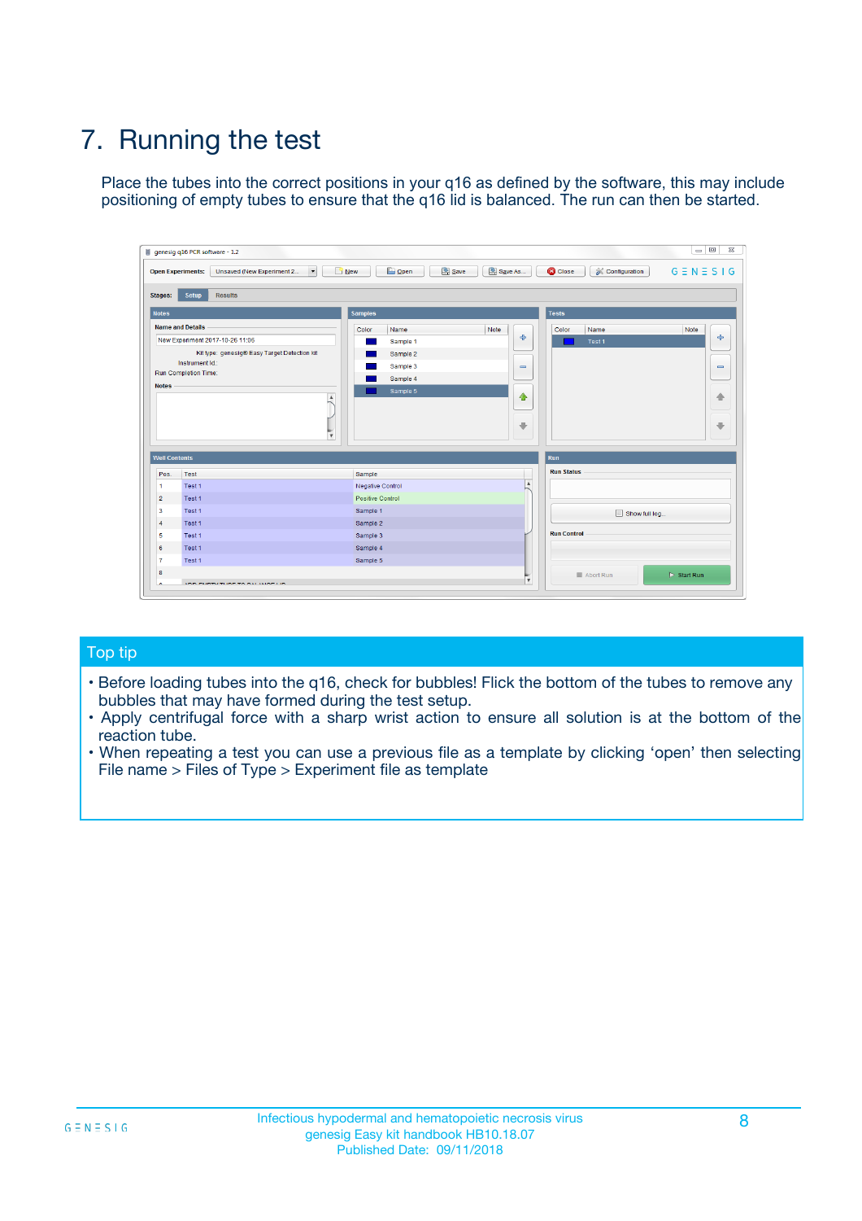# 7. Running the test

Place the tubes into the correct positions in your q16 as defined by the software, this may include positioning of empty tubes to ensure that the q16 lid is balanced. The run can then be started.

## Top tip

- Before loading tubes into the q16, check for bubbles! Flick the bottom of the tubes to remove any bubbles that may have formed during the test setup.
- Apply centrifugal force with a sharp wrist action to ensure all solution is at the bottom of the reaction tube.
- When repeating a test you can use a previous file as a template by clicking 'open' then selecting File name > Files of Type > Experiment file as template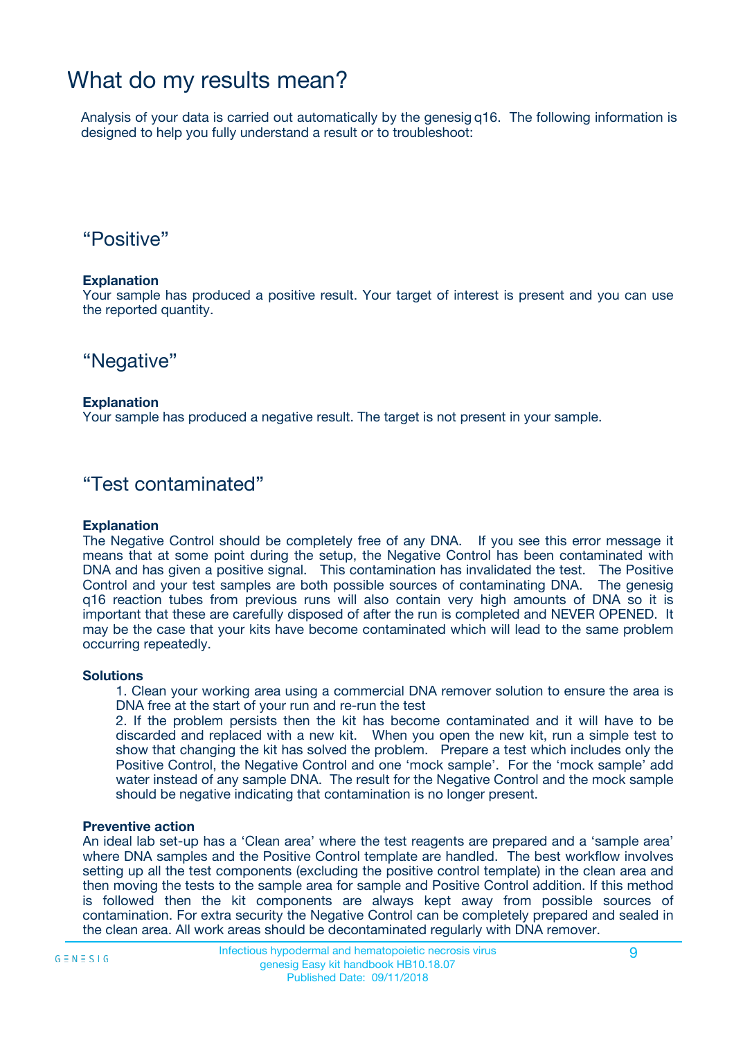# What do my results mean?

Analysis of your data is carried out automatically by the genesig q16. The following information is designed to help you fully understand a result or to troubleshoot:

## “Positive”

**Explanation**

Your sample has produced a positive result. Your target of interest is present and you can use the reported quantity.

## “Negative”

**Explanation**

Your sample has produced a negative result. The target is not present in your sample.

## “Test contaminated”

**Explanation**

The Negative Control should be completely free of any DNA. If you see this error message it means that at some point during the setup, the Negative Control has been contaminated with DNA and has given a positive signal. This contamination has invalidated the test. The Positive Control and your test samples are both possible sources of contaminating DNA. The genesig q16 reaction tubes from previous runs will also contain very high amounts of DNA so it is important that these are carefully disposed of after the run is completed and NEVER OPENED. It may be the case that your kits have become contaminated which will lead to the same problem occurring repeatedly.

**Solutions**

1. Clean your working area using a commercial DNA remover solution to ensure the area is DNA free at the start of your run and re-run the test
2. If the problem persists then the kit has become contaminated and it will have to be discarded and replaced with a new kit. When you open the new kit, run a simple test to show that changing the kit has solved the problem. Prepare a test which includes only the Positive Control, the Negative Control and one ‘mock sample’. For the ‘mock sample’ add water instead of any sample DNA. The result for the Negative Control and the mock sample should be negative indicating that contamination is no longer present.

**Preventive action**

An ideal lab set-up has a ‘Clean area’ where the test reagents are prepared and a ‘sample area’ where DNA samples and the Positive Control template are handled. The best workflow involves setting up all the test components (excluding the positive control template) in the clean area and then moving the tests to the sample area for sample and Positive Control addition. If this method is followed then the kit components are always kept away from possible sources of contamination. For extra security the Negative Control can be completely prepared and sealed in the clean area. All work areas should be decontaminated regularly with DNA remover.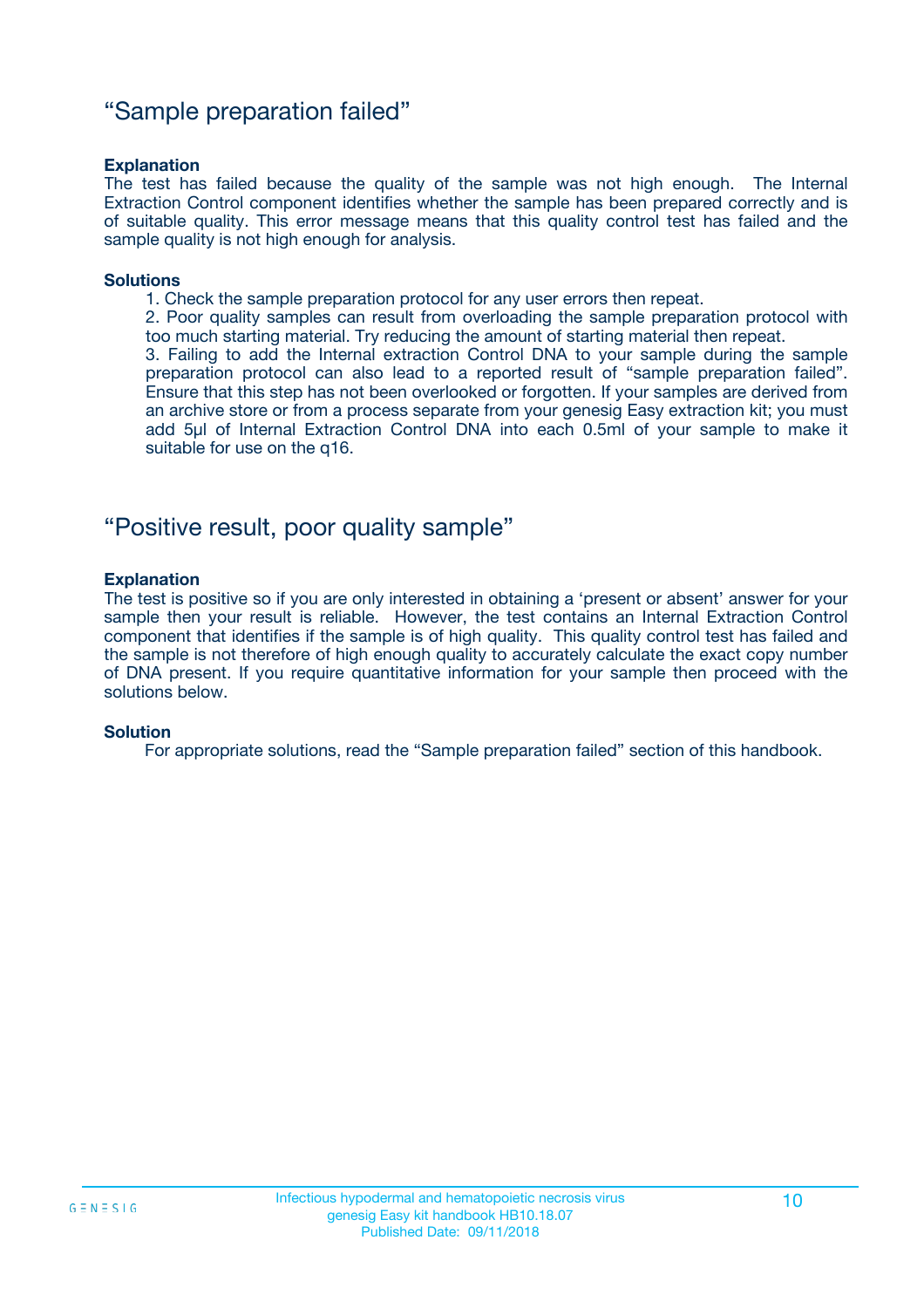## "Sample preparation failed"

**Explanation**

The test has failed because the quality of the sample was not high enough. The Internal Extraction Control component identifies whether the sample has been prepared correctly and is of suitable quality. This error message means that this quality control test has failed and the sample quality is not high enough for analysis.

**Solutions**

1. Check the sample preparation protocol for any user errors then repeat.
2. Poor quality samples can result from overloading the sample preparation protocol with too much starting material. Try reducing the amount of starting material then repeat.
3. Failing to add the Internal extraction Control DNA to your sample during the sample preparation protocol can also lead to a reported result of "sample preparation failed". Ensure that this step has not been overlooked or forgotten. If your samples are derived from an archive store or from a process separate from your genesig Easy extraction kit; you must add 5µl of Internal Extraction Control DNA into each 0.5ml of your sample to make it suitable for use on the q16.

## "Positive result, poor quality sample"

**Explanation**

The test is positive so if you are only interested in obtaining a 'present or absent' answer for your sample then your result is reliable. However, the test contains an Internal Extraction Control component that identifies if the sample is of high quality. This quality control test has failed and the sample is not therefore of high enough quality to accurately calculate the exact copy number of DNA present. If you require quantitative information for your sample then proceed with the solutions below.

**Solution**

For appropriate solutions, read the "Sample preparation failed" section of this handbook.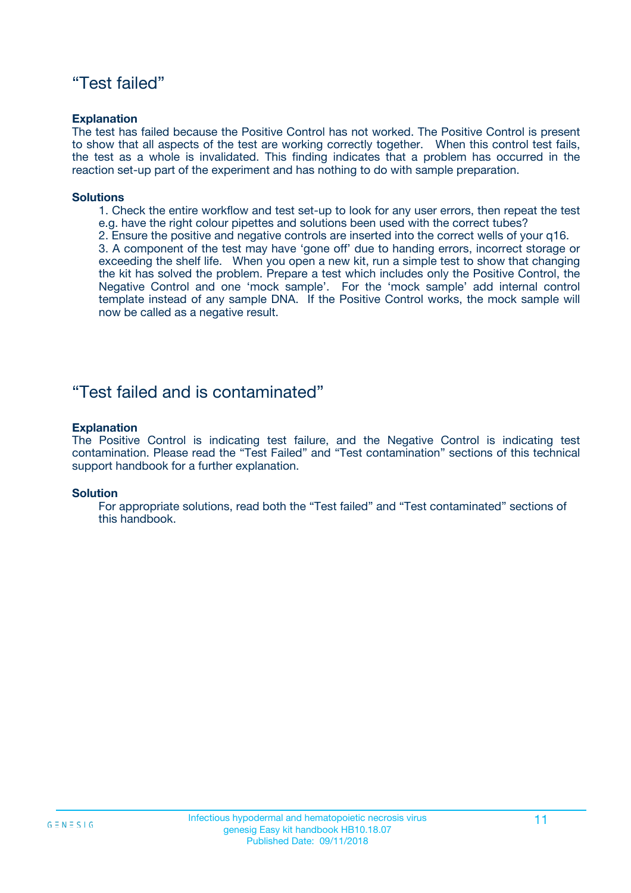## “Test failed”

**Explanation**

The test has failed because the Positive Control has not worked. The Positive Control is present to show that all aspects of the test are working correctly together. When this control test fails, the test as a whole is invalidated. This finding indicates that a problem has occurred in the reaction set-up part of the experiment and has nothing to do with sample preparation.

**Solutions**

1. Check the entire workflow and test set-up to look for any user errors, then repeat the test e.g. have the right colour pipettes and solutions been used with the correct tubes?
2. Ensure the positive and negative controls are inserted into the correct wells of your q16.
3. A component of the test may have ‘gone off’ due to handing errors, incorrect storage or exceeding the shelf life. When you open a new kit, run a simple test to show that changing the kit has solved the problem. Prepare a test which includes only the Positive Control, the Negative Control and one ‘mock sample’. For the ‘mock sample’ add internal control template instead of any sample DNA. If the Positive Control works, the mock sample will now be called as a negative result.

## “Test failed and is contaminated”

**Explanation**

The Positive Control is indicating test failure, and the Negative Control is indicating test contamination. Please read the “Test Failed” and “Test contamination” sections of this technical support handbook for a further explanation.

**Solution**

For appropriate solutions, read both the “Test failed” and “Test contaminated” sections of this handbook.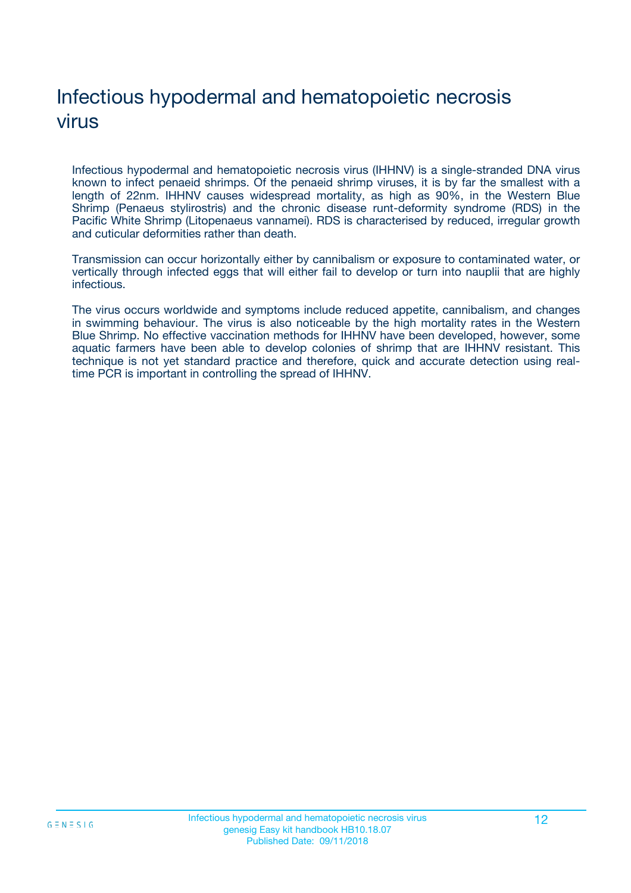# Infectious hypodermal and hematopoietic necrosis virus

Infectious hypodermal and hematopoietic necrosis virus (IHHNV) is a single-stranded DNA virus known to infect penaeid shrimps. Of the penaeid shrimp viruses, it is by far the smallest with a length of 22nm. IHHNV causes widespread mortality, as high as 90%, in the Western Blue Shrimp (Penaeus stylirostris) and the chronic disease runt-deformity syndrome (RDS) in the Pacific White Shrimp (Litopenaeus vannamei). RDS is characterised by reduced, irregular growth and cuticular deformities rather than death.

Transmission can occur horizontally either by cannibalism or exposure to contaminated water, or vertically through infected eggs that will either fail to develop or turn into nauplii that are highly infectious.

The virus occurs worldwide and symptoms include reduced appetite, cannibalism, and changes in swimming behaviour. The virus is also noticeable by the high mortality rates in the Western Blue Shrimp. No effective vaccination methods for IHHNV have been developed, however, some aquatic farmers have been able to develop colonies of shrimp that are IHHNV resistant. This technique is not yet standard practice and therefore, quick and accurate detection using real-time PCR is important in controlling the spread of IHHNV.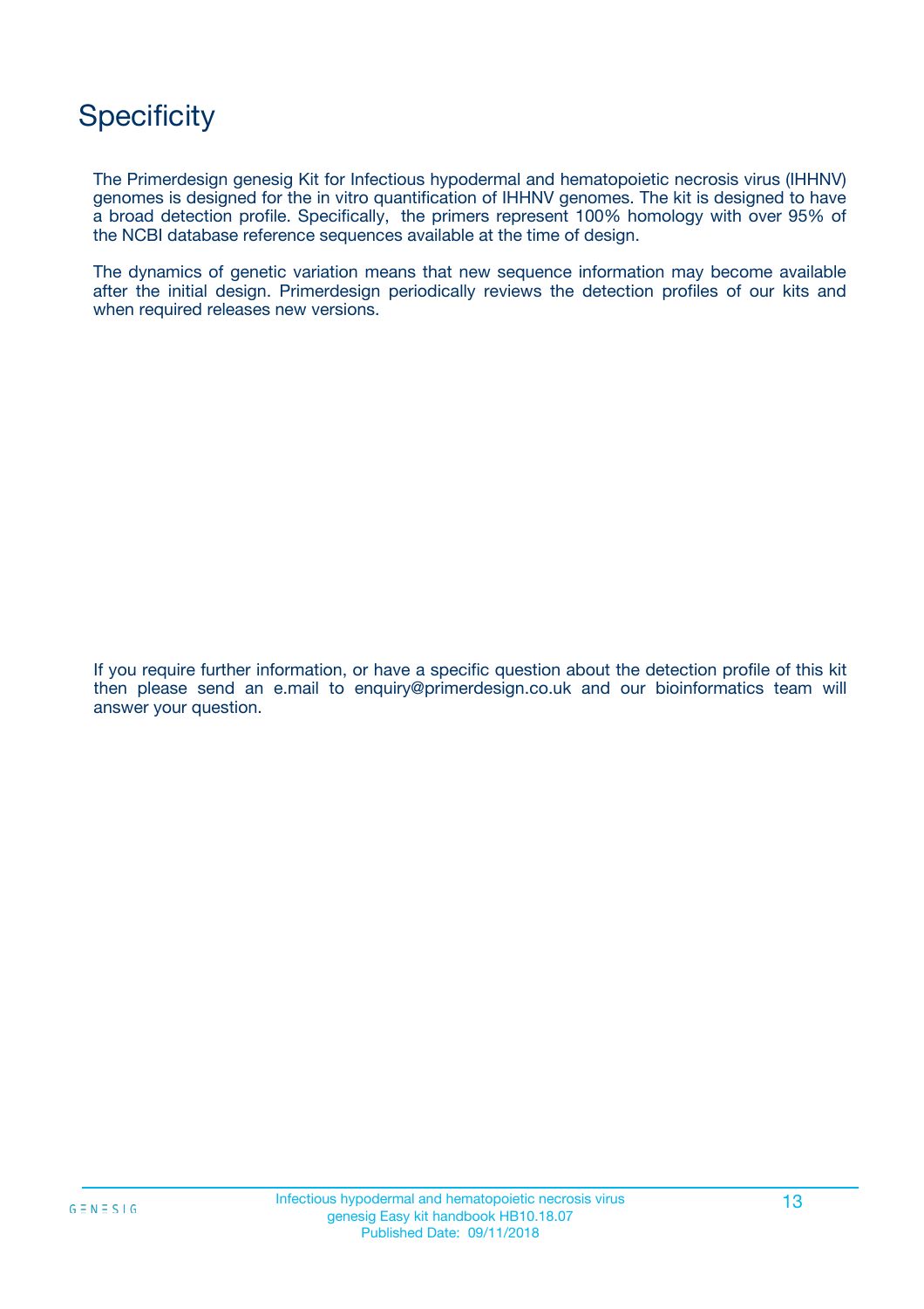# Specificity

The Primerdesign genesig Kit for Infectious hypodermal and hematopoietic necrosis virus (IHHNV) genomes is designed for the in vitro quantification of IHHNV genomes. The kit is designed to have a broad detection profile. Specifically, the primers represent 100% homology with over 95% of the NCBI database reference sequences available at the time of design.

The dynamics of genetic variation means that new sequence information may become available after the initial design. Primerdesign periodically reviews the detection profiles of our kits and when required releases new versions.

If you require further information, or have a specific question about the detection profile of this kit then please send an e.mail to enquiry@primerdesign.co.uk and our bioinformatics team will answer your question.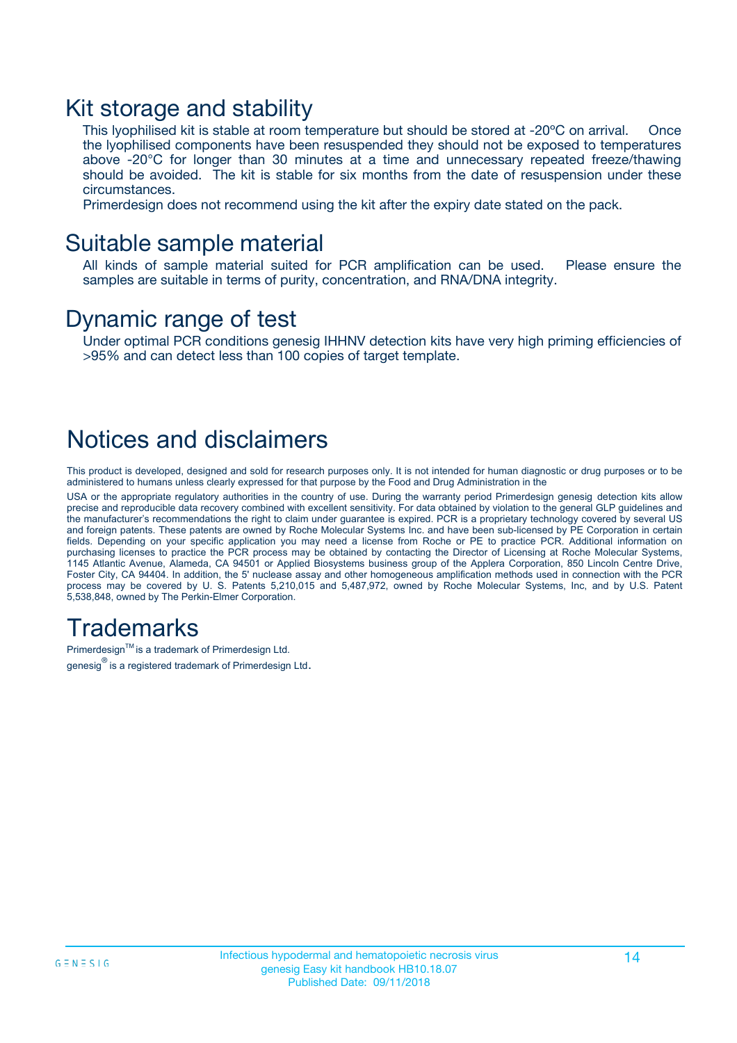## Kit storage and stability

This lyophilised kit is stable at room temperature but should be stored at -20ºC on arrival. Once the lyophilised components have been resuspended they should not be exposed to temperatures above -20°C for longer than 30 minutes at a time and unnecessary repeated freeze/thawing should be avoided. The kit is stable for six months from the date of resuspension under these circumstances.

Primerdesign does not recommend using the kit after the expiry date stated on the pack.

## Suitable sample material

All kinds of sample material suited for PCR amplification can be used. Please ensure the samples are suitable in terms of purity, concentration, and RNA/DNA integrity.

## Dynamic range of test

Under optimal PCR conditions genesig IHHNV detection kits have very high priming efficiencies of >95% and can detect less than 100 copies of target template.

# Notices and disclaimers

This product is developed, designed and sold for research purposes only. It is not intended for human diagnostic or drug purposes or to be administered to humans unless clearly expressed for that purpose by the Food and Drug Administration in the

USA or the appropriate regulatory authorities in the country of use. During the warranty period Primerdesign genesig detection kits allow precise and reproducible data recovery combined with excellent sensitivity. For data obtained by violation to the general GLP guidelines and the manufacturer's recommendations the right to claim under guarantee is expired. PCR is a proprietary technology covered by several US and foreign patents. These patents are owned by Roche Molecular Systems Inc. and have been sub-licensed by PE Corporation in certain fields. Depending on your specific application you may need a license from Roche or PE to practice PCR. Additional information on purchasing licenses to practice the PCR process may be obtained by contacting the Director of Licensing at Roche Molecular Systems, 1145 Atlantic Avenue, Alameda, CA 94501 or Applied Biosystems business group of the Applera Corporation, 850 Lincoln Centre Drive, Foster City, CA 94404. In addition, the 5' nuclease assay and other homogeneous amplification methods used in connection with the PCR process may be covered by U. S. Patents 5,210,015 and 5,487,972, owned by Roche Molecular Systems, Inc, and by U.S. Patent 5,538,848, owned by The Perkin-Elmer Corporation.

# Trademarks

Primerdesign™ is a trademark of Primerdesign Ltd.

genesig® is a registered trademark of Primerdesign Ltd.